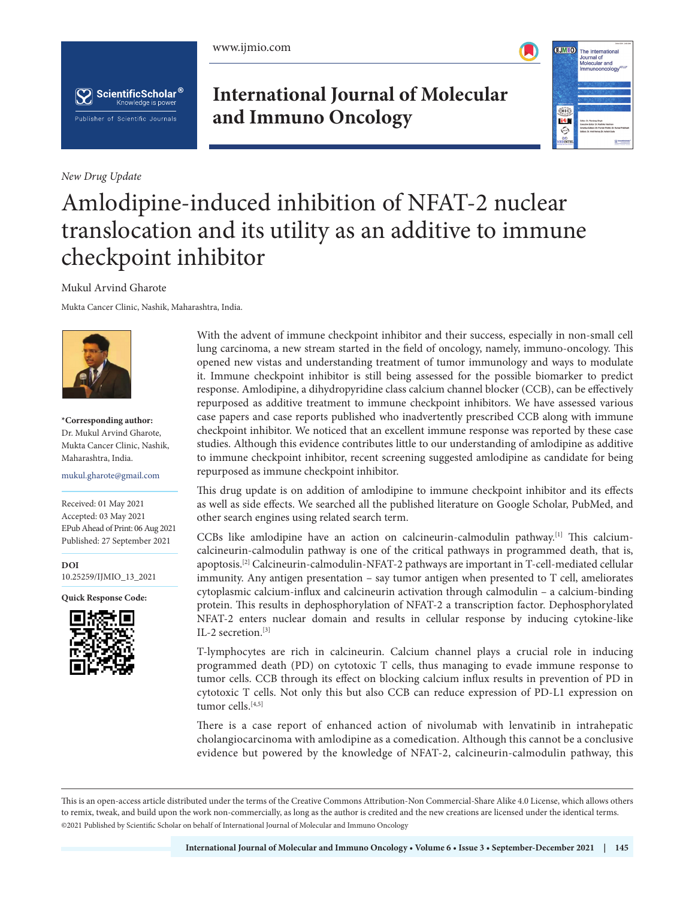*New Drug Update*

# Amlodipine-induced inhibition of NFAT-2 nuclear translocation and its utility as an additive to immune checkpoint inhibitor

Mukul Arvind Gharote

Mukta Cancer Clinic, Nashik, Maharashtra, India.

**\*Corresponding author:**
Dr. Mukul Arvind Gharote,
Mukta Cancer Clinic, Nashik,
Maharashtra, India.

mukul.gharote@gmail.com

Received: 01 May 2021
Accepted: 03 May 2021
EPub Ahead of Print: 06 Aug 2021
Published: 27 September 2021

**DOI**
10.25259/IJMIO_13_2021

**Quick Response Code:**

With the advent of immune checkpoint inhibitor and their success, especially in non-small cell lung carcinoma, a new stream started in the field of oncology, namely, immuno-oncology. This opened new vistas and understanding treatment of tumor immunology and ways to modulate it. Immune checkpoint inhibitor is still being assessed for the possible biomarker to predict response. Amlodipine, a dihydropyridine class calcium channel blocker (CCB), can be effectively repurposed as additive treatment to immune checkpoint inhibitors. We have assessed various case papers and case reports published who inadvertently prescribed CCB along with immune checkpoint inhibitor. We noticed that an excellent immune response was reported by these case studies. Although this evidence contributes little to our understanding of amlodipine as additive to immune checkpoint inhibitor, recent screening suggested amlodipine as candidate for being repurposed as immune checkpoint inhibitor.

This drug update is on addition of amlodipine to immune checkpoint inhibitor and its effects as well as side effects. We searched all the published literature on Google Scholar, PubMed, and other search engines using related search term.

CCBs like amlodipine have an action on calcineurin-calmodulin pathway.[1] This calcium-calcineurin-calmodulin pathway is one of the critical pathways in programmed death, that is, apoptosis.[2] Calcineurin-calmodulin-NFAT-2 pathways are important in T-cell-mediated cellular immunity. Any antigen presentation – say tumor antigen when presented to T cell, ameliorates cytoplasmic calcium-influx and calcineurin activation through calmodulin – a calcium-binding protein. This results in dephosphorylation of NFAT-2 a transcription factor. Dephosphorylated NFAT-2 enters nuclear domain and results in cellular response by inducing cytokine-like IL-2 secretion.[3]

T-lymphocytes are rich in calcineurin. Calcium channel plays a crucial role in inducing programmed death (PD) on cytotoxic T cells, thus managing to evade immune response to tumor cells. CCB through its effect on blocking calcium influx results in prevention of PD in cytotoxic T cells. Not only this but also CCB can reduce expression of PD-L1 expression on tumor cells.[4,5]

There is a case report of enhanced action of nivolumab with lenvatinib in intrahepatic cholangiocarcinoma with amlodipine as a comedication. Although this cannot be a conclusive evidence but powered by the knowledge of NFAT-2, calcineurin-calmodulin pathway, this

This is an open-access article distributed under the terms of the Creative Commons Attribution-Non Commercial-Share Alike 4.0 License, which allows others to remix, tweak, and build upon the work non-commercially, as long as the author is credited and the new creations are licensed under the identical terms.
©2021 Published by Scientific Scholar on behalf of International Journal of Molecular and Immuno Oncology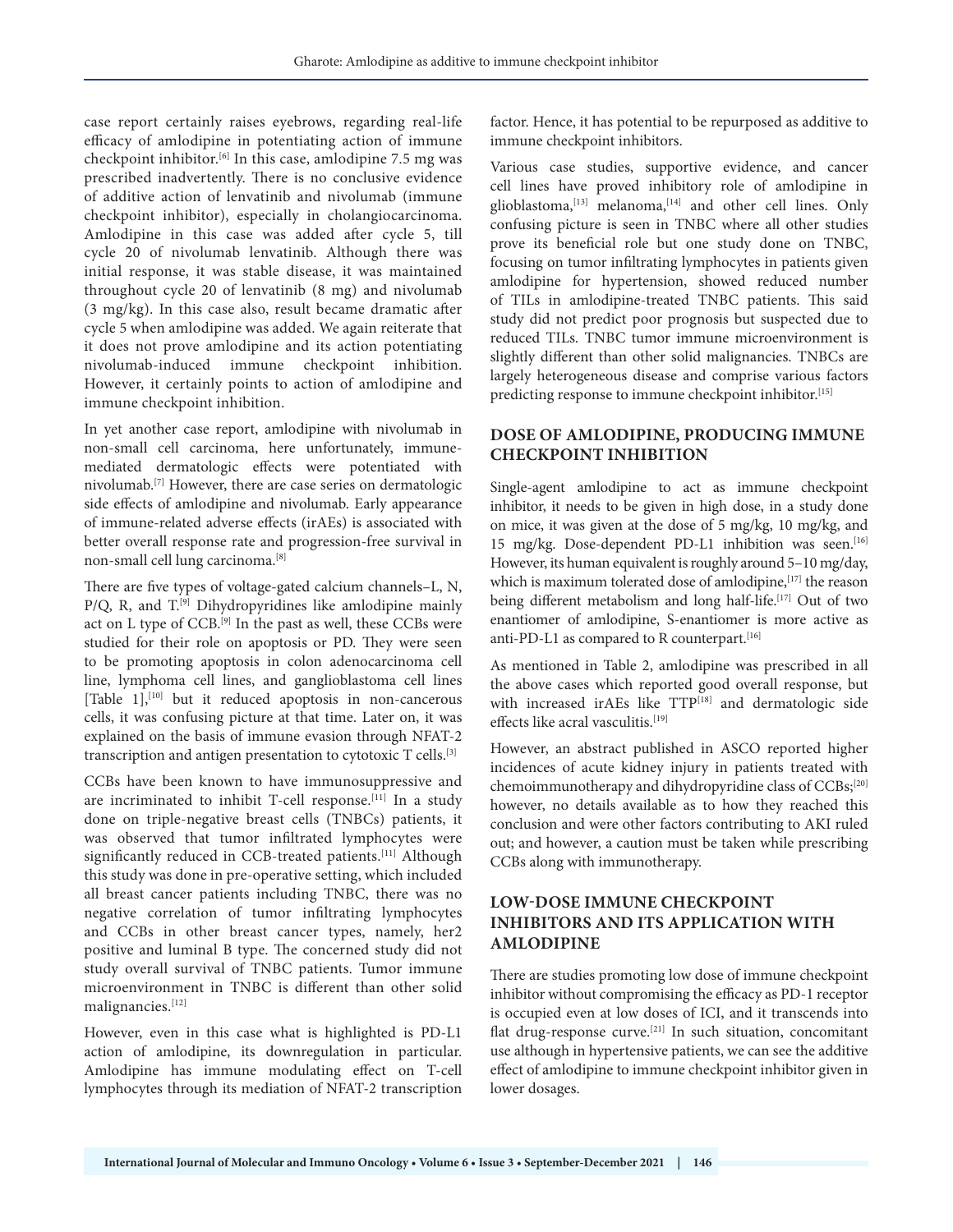case report certainly raises eyebrows, regarding real-life efficacy of amlodipine in potentiating action of immune checkpoint inhibitor.[6] In this case, amlodipine 7.5 mg was prescribed inadvertently. There is no conclusive evidence of additive action of lenvatinib and nivolumab (immune checkpoint inhibitor), especially in cholangiocarcinoma. Amlodipine in this case was added after cycle 5, till cycle 20 of nivolumab lenvatinib. Although there was initial response, it was stable disease, it was maintained throughout cycle 20 of lenvatinib (8 mg) and nivolumab (3 mg/kg). In this case also, result became dramatic after cycle 5 when amlodipine was added. We again reiterate that it does not prove amlodipine and its action potentiating nivolumab-induced immune checkpoint inhibition. However, it certainly points to action of amlodipine and immune checkpoint inhibition.

In yet another case report, amlodipine with nivolumab in non-small cell carcinoma, here unfortunately, immune-mediated dermatologic effects were potentiated with nivolumab.[7] However, there are case series on dermatologic side effects of amlodipine and nivolumab. Early appearance of immune-related adverse effects (irAEs) is associated with better overall response rate and progression-free survival in non-small cell lung carcinoma.[8]

There are five types of voltage-gated calcium channels–L, N, P/Q, R, and T.[9] Dihydropyridines like amlodipine mainly act on L type of CCB.[9] In the past as well, these CCBs were studied for their role on apoptosis or PD. They were seen to be promoting apoptosis in colon adenocarcinoma cell line, lymphoma cell lines, and ganglioblastoma cell lines [Table 1],[10] but it reduced apoptosis in non-cancerous cells, it was confusing picture at that time. Later on, it was explained on the basis of immune evasion through NFAT-2 transcription and antigen presentation to cytotoxic T cells.[3]

CCBs have been known to have immunosuppressive and are incriminated to inhibit T-cell response.[11] In a study done on triple-negative breast cells (TNBCs) patients, it was observed that tumor infiltrated lymphocytes were significantly reduced in CCB-treated patients.[11] Although this study was done in pre-operative setting, which included all breast cancer patients including TNBC, there was no negative correlation of tumor infiltrating lymphocytes and CCBs in other breast cancer types, namely, her2 positive and luminal B type. The concerned study did not study overall survival of TNBC patients. Tumor immune microenvironment in TNBC is different than other solid malignancies.[12]

However, even in this case what is highlighted is PD-L1 action of amlodipine, its downregulation in particular. Amlodipine has immune modulating effect on T-cell lymphocytes through its mediation of NFAT-2 transcription factor. Hence, it has potential to be repurposed as additive to immune checkpoint inhibitors.

Various case studies, supportive evidence, and cancer cell lines have proved inhibitory role of amlodipine in glioblastoma,[13] melanoma,[14] and other cell lines. Only confusing picture is seen in TNBC where all other studies prove its beneficial role but one study done on TNBC, focusing on tumor infiltrating lymphocytes in patients given amlodipine for hypertension, showed reduced number of TILs in amlodipine-treated TNBC patients. This said study did not predict poor prognosis but suspected due to reduced TILs. TNBC tumor immune microenvironment is slightly different than other solid malignancies. TNBCs are largely heterogeneous disease and comprise various factors predicting response to immune checkpoint inhibitor.[15]

## DOSE OF AMLODIPINE, PRODUCING IMMUNE CHECKPOINT INHIBITION

Single-agent amlodipine to act as immune checkpoint inhibitor, it needs to be given in high dose, in a study done on mice, it was given at the dose of 5 mg/kg, 10 mg/kg, and 15 mg/kg. Dose-dependent PD-L1 inhibition was seen.[16] However, its human equivalent is roughly around 5–10 mg/day, which is maximum tolerated dose of amlodipine,[17] the reason being different metabolism and long half-life.[17] Out of two enantiomer of amlodipine, S-enantiomer is more active as anti-PD-L1 as compared to R counterpart.[16]

As mentioned in Table 2, amlodipine was prescribed in all the above cases which reported good overall response, but with increased irAEs like TTP[18] and dermatologic side effects like acral vasculitis.[19]

However, an abstract published in ASCO reported higher incidences of acute kidney injury in patients treated with chemoimmunotherapy and dihydropyridine class of CCBs;[20] however, no details available as to how they reached this conclusion and were other factors contributing to AKI ruled out; and however, a caution must be taken while prescribing CCBs along with immunotherapy.

## LOW-DOSE IMMUNE CHECKPOINT INHIBITORS AND ITS APPLICATION WITH AMLODIPINE

There are studies promoting low dose of immune checkpoint inhibitor without compromising the efficacy as PD-1 receptor is occupied even at low doses of ICI, and it transcends into flat drug-response curve.[21] In such situation, concomitant use although in hypertensive patients, we can see the additive effect of amlodipine to immune checkpoint inhibitor given in lower dosages.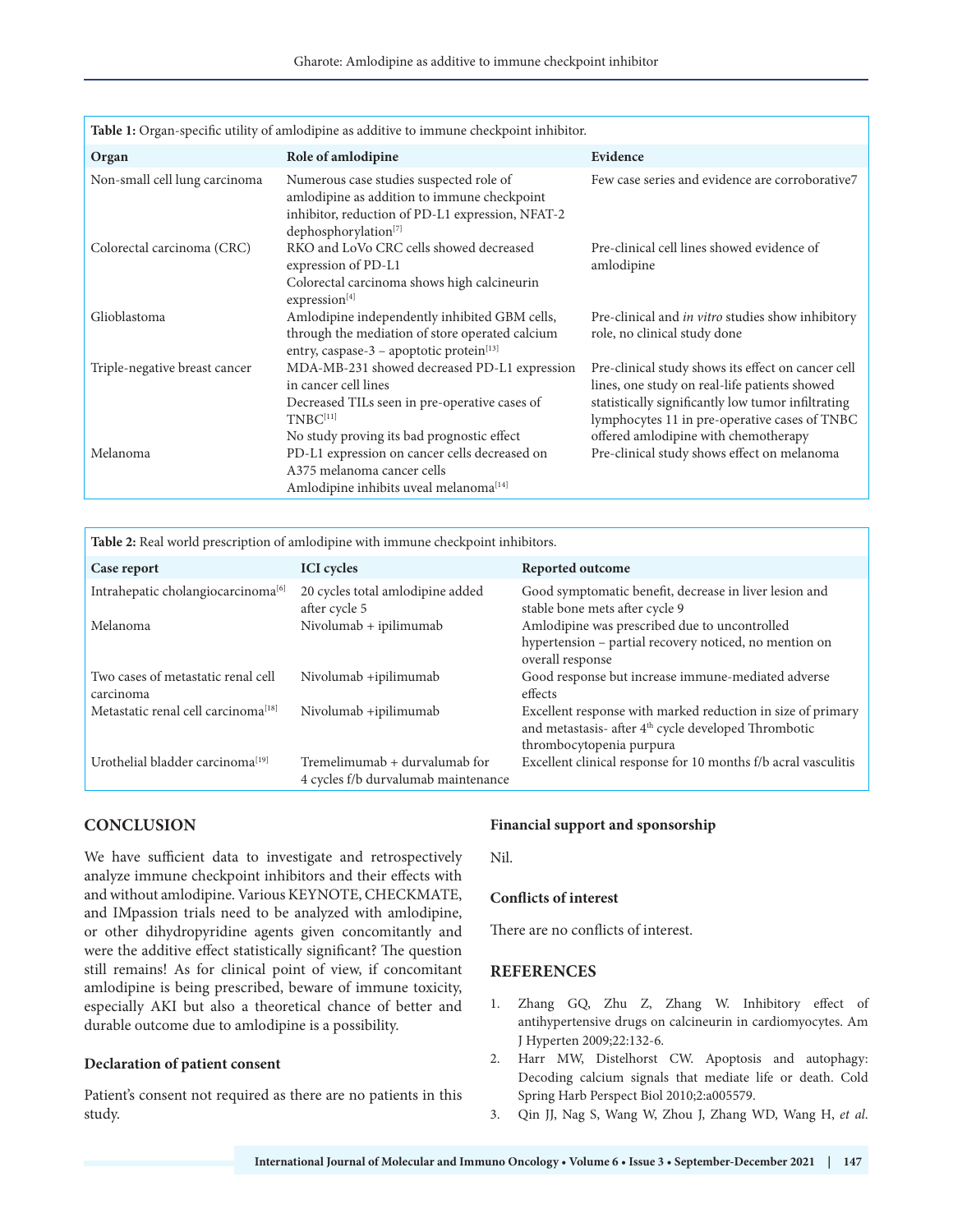**Table 1:** Organ-specific utility of amlodipine as additive to immune checkpoint inhibitor.

| Organ | Role of amlodipine | Evidence |
|---|---|---|
| Non-small cell lung carcinoma | Numerous case studies suspected role of amlodipine as addition to immune checkpoint inhibitor, reduction of PD-L1 expression, NFAT-2 dephosphorylation[7] | Few case series and evidence are corroborative7 |
| Colorectal carcinoma (CRC) | RKO and LoVo CRC cells showed decreased expression of PD-L1<br>Colorectal carcinoma shows high calcineurin expression[4] | Pre-clinical cell lines showed evidence of amlodipine |
| Glioblastoma | Amlodipine independently inhibited GBM cells, through the mediation of store operated calcium entry, caspase-3 – apoptotic protein[13] | Pre-clinical and *in vitro* studies show inhibitory role, no clinical study done |
| Triple-negative breast cancer | MDA-MB-231 showed decreased PD-L1 expression in cancer cell lines<br>Decreased TILs seen in pre-operative cases of TNBC[11]<br>No study proving its bad prognostic effect | Pre-clinical study shows its effect on cancer cell lines, one study on real-life patients showed statistically significantly low tumor infiltrating lymphocytes 11 in pre-operative cases of TNBC offered amlodipine with chemotherapy |
| Melanoma | PD-L1 expression on cancer cells decreased on A375 melanoma cancer cells<br>Amlodipine inhibits uveal melanoma[14] | Pre-clinical study shows effect on melanoma |

**Table 2:** Real world prescription of amlodipine with immune checkpoint inhibitors.

| Case report | ICI cycles | Reported outcome |
|---|---|---|
| Intrahepatic cholangiocarcinoma[6] | 20 cycles total amlodipine added after cycle 5 | Good symptomatic benefit, decrease in liver lesion and stable bone mets after cycle 9 |
| Melanoma | Nivolumab + ipilimumab | Amlodipine was prescribed due to uncontrolled hypertension – partial recovery noticed, no mention on overall response |
| Two cases of metastatic renal cell carcinoma | Nivolumab +ipilimumab | Good response but increase immune-mediated adverse effects |
| Metastatic renal cell carcinoma[18] | Nivolumab +ipilimumab | Excellent response with marked reduction in size of primary and metastasis- after 4th cycle developed Thrombotic thrombocytopenia purpura |
| Urothelial bladder carcinoma[19] | Tremelimumab + durvalumab for 4 cycles f/b durvalumab maintenance | Excellent clinical response for 10 months f/b acral vasculitis |

## CONCLUSION

We have sufficient data to investigate and retrospectively analyze immune checkpoint inhibitors and their effects with and without amlodipine. Various KEYNOTE, CHECKMATE, and IMpassion trials need to be analyzed with amlodipine, or other dihydropyridine agents given concomitantly and were the additive effect statistically significant? The question still remains! As for clinical point of view, if concomitant amlodipine is being prescribed, beware of immune toxicity, especially AKI but also a theoretical chance of better and durable outcome due to amlodipine is a possibility.

### Declaration of patient consent

Patient's consent not required as there are no patients in this study.

### Financial support and sponsorship

Nil.

### Conflicts of interest

There are no conflicts of interest.

## REFERENCES

1. Zhang GQ, Zhu Z, Zhang W. Inhibitory effect of antihypertensive drugs on calcineurin in cardiomyocytes. Am J Hyperten 2009;22:132-6.
2. Harr MW, Distelhorst CW. Apoptosis and autophagy: Decoding calcium signals that mediate life or death. Cold Spring Harb Perspect Biol 2010;2:a005579.
3. Qin JJ, Nag S, Wang W, Zhou J, Zhang WD, Wang H, *et al*.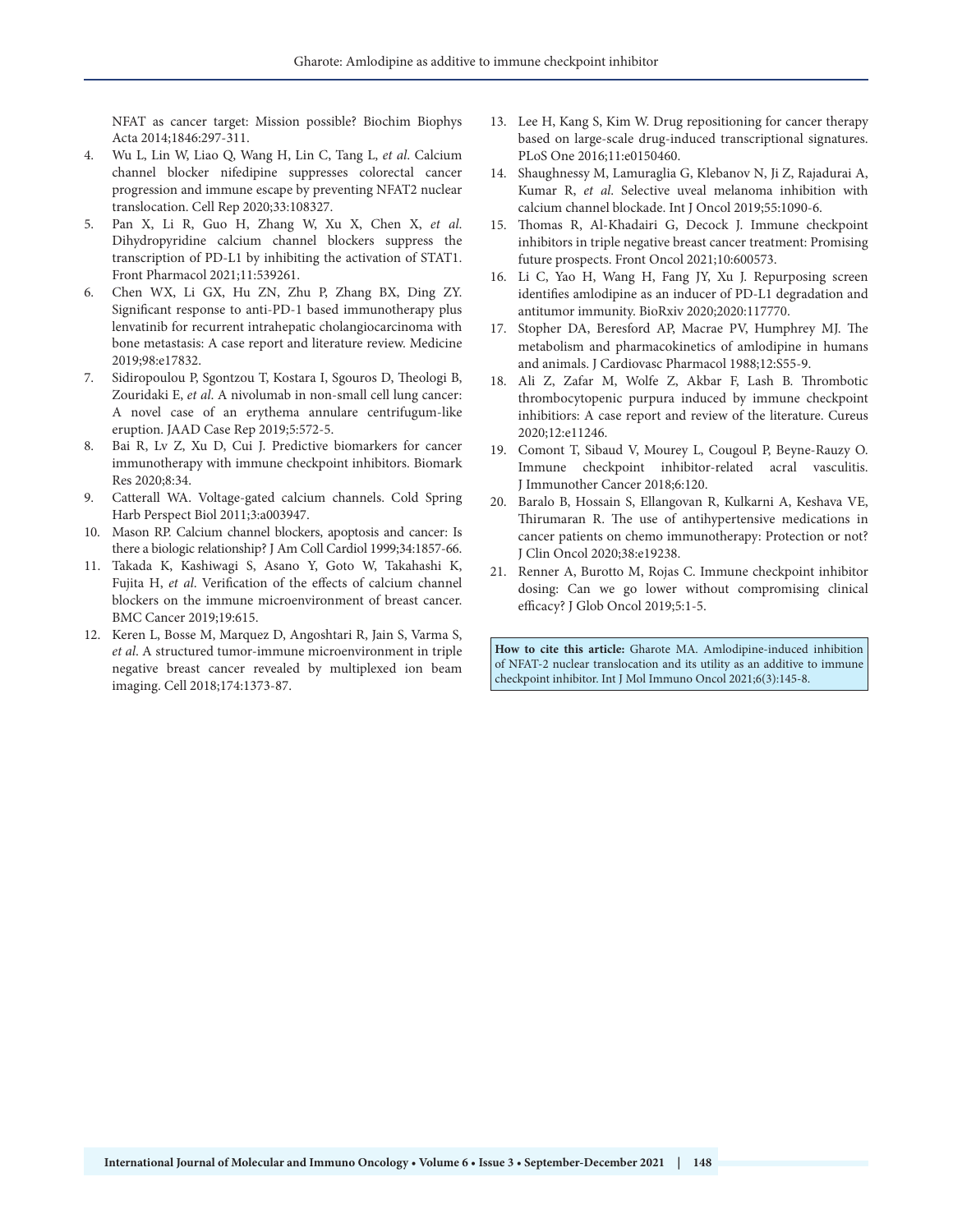NFAT as cancer target: Mission possible? Biochim Biophys Acta 2014;1846:297-311.

4. Wu L, Lin W, Liao Q, Wang H, Lin C, Tang L, *et al*. Calcium channel blocker nifedipine suppresses colorectal cancer progression and immune escape by preventing NFAT2 nuclear translocation. Cell Rep 2020;33:108327.
5. Pan X, Li R, Guo H, Zhang W, Xu X, Chen X, *et al*. Dihydropyridine calcium channel blockers suppress the transcription of PD-L1 by inhibiting the activation of STAT1. Front Pharmacol 2021;11:539261.
6. Chen WX, Li GX, Hu ZN, Zhu P, Zhang BX, Ding ZY. Significant response to anti-PD-1 based immunotherapy plus lenvatinib for recurrent intrahepatic cholangiocarcinoma with bone metastasis: A case report and literature review. Medicine 2019;98:e17832.
7. Sidiropoulou P, Sgontzou T, Kostara I, Sgouros D, Theologi B, Zouridaki E, *et al*. A nivolumab in non-small cell lung cancer: A novel case of an erythema annulare centrifugum-like eruption. JAAD Case Rep 2019;5:572-5.
8. Bai R, Lv Z, Xu D, Cui J. Predictive biomarkers for cancer immunotherapy with immune checkpoint inhibitors. Biomark Res 2020;8:34.
9. Catterall WA. Voltage-gated calcium channels. Cold Spring Harb Perspect Biol 2011;3:a003947.
10. Mason RP. Calcium channel blockers, apoptosis and cancer: Is there a biologic relationship? J Am Coll Cardiol 1999;34:1857-66.
11. Takada K, Kashiwagi S, Asano Y, Goto W, Takahashi K, Fujita H, *et al*. Verification of the effects of calcium channel blockers on the immune microenvironment of breast cancer. BMC Cancer 2019;19:615.
12. Keren L, Bosse M, Marquez D, Angoshtari R, Jain S, Varma S, *et al*. A structured tumor-immune microenvironment in triple negative breast cancer revealed by multiplexed ion beam imaging. Cell 2018;174:1373-87.
13. Lee H, Kang S, Kim W. Drug repositioning for cancer therapy based on large-scale drug-induced transcriptional signatures. PLoS One 2016;11:e0150460.
14. Shaughnessy M, Lamuraglia G, Klebanov N, Ji Z, Rajadurai A, Kumar R, *et al*. Selective uveal melanoma inhibition with calcium channel blockade. Int J Oncol 2019;55:1090-6.
15. Thomas R, Al-Khadairi G, Decock J. Immune checkpoint inhibitors in triple negative breast cancer treatment: Promising future prospects. Front Oncol 2021;10:600573.
16. Li C, Yao H, Wang H, Fang JY, Xu J. Repurposing screen identifies amlodipine as an inducer of PD-L1 degradation and antitumor immunity. BioRxiv 2020;2020:117770.
17. Stopher DA, Beresford AP, Macrae PV, Humphrey MJ. The metabolism and pharmacokinetics of amlodipine in humans and animals. J Cardiovasc Pharmacol 1988;12:S55-9.
18. Ali Z, Zafar M, Wolfe Z, Akbar F, Lash B. Thrombotic thrombocytopenic purpura induced by immune checkpoint inhibitiors: A case report and review of the literature. Cureus 2020;12:e11246.
19. Comont T, Sibaud V, Mourey L, Cougoul P, Beyne-Rauzy O. Immune checkpoint inhibitor-related acral vasculitis. J Immunother Cancer 2018;6:120.
20. Baralo B, Hossain S, Ellangovan R, Kulkarni A, Keshava VE, Thirumaran R. The use of antihypertensive medications in cancer patients on chemo immunotherapy: Protection or not? J Clin Oncol 2020;38:e19238.
21. Renner A, Burotto M, Rojas C. Immune checkpoint inhibitor dosing: Can we go lower without compromising clinical efficacy? J Glob Oncol 2019;5:1-5.

**How to cite this article:** Gharote MA. Amlodipine-induced inhibition of NFAT-2 nuclear translocation and its utility as an additive to immune checkpoint inhibitor. Int J Mol Immuno Oncol 2021;6(3):145-8.